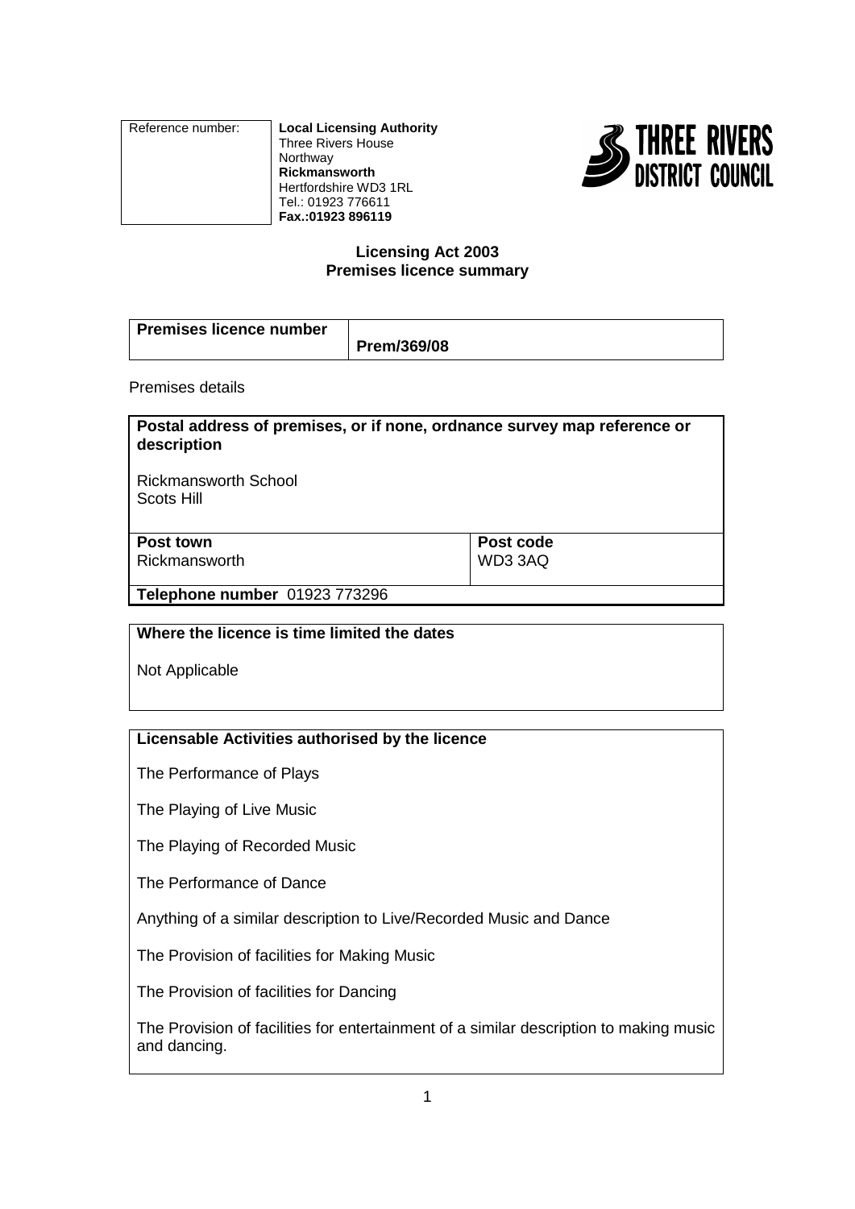| Reference number: | **Local Licensing Authority**<br>Three Rivers House<br>Northway<br>**Rickmansworth**<br>Hertfordshire WD3 1RL<br>Tel.: 01923 776611<br>**Fax.:01923 896119** |
|---|---|

THREE RIVERS DISTRICT COUNCIL

**Licensing Act 2003**
**Premises licence summary**

| **Premises licence number** | **Prem/369/08** |
|---|---|

Premises details

| **Postal address of premises, or if none, ordnance survey map reference or description**<br><br>Rickmansworth School<br>Scots Hill | |
|---|---|
| **Post town**<br>Rickmansworth | **Post code**<br>WD3 3AQ |
| **Telephone number** 01923 773296 | |

**Where the licence is time limited the dates**

Not Applicable

**Licensable Activities authorised by the licence**

The Performance of Plays

The Playing of Live Music

The Playing of Recorded Music

The Performance of Dance

Anything of a similar description to Live/Recorded Music and Dance

The Provision of facilities for Making Music

The Provision of facilities for Dancing

The Provision of facilities for entertainment of a similar description to making music and dancing.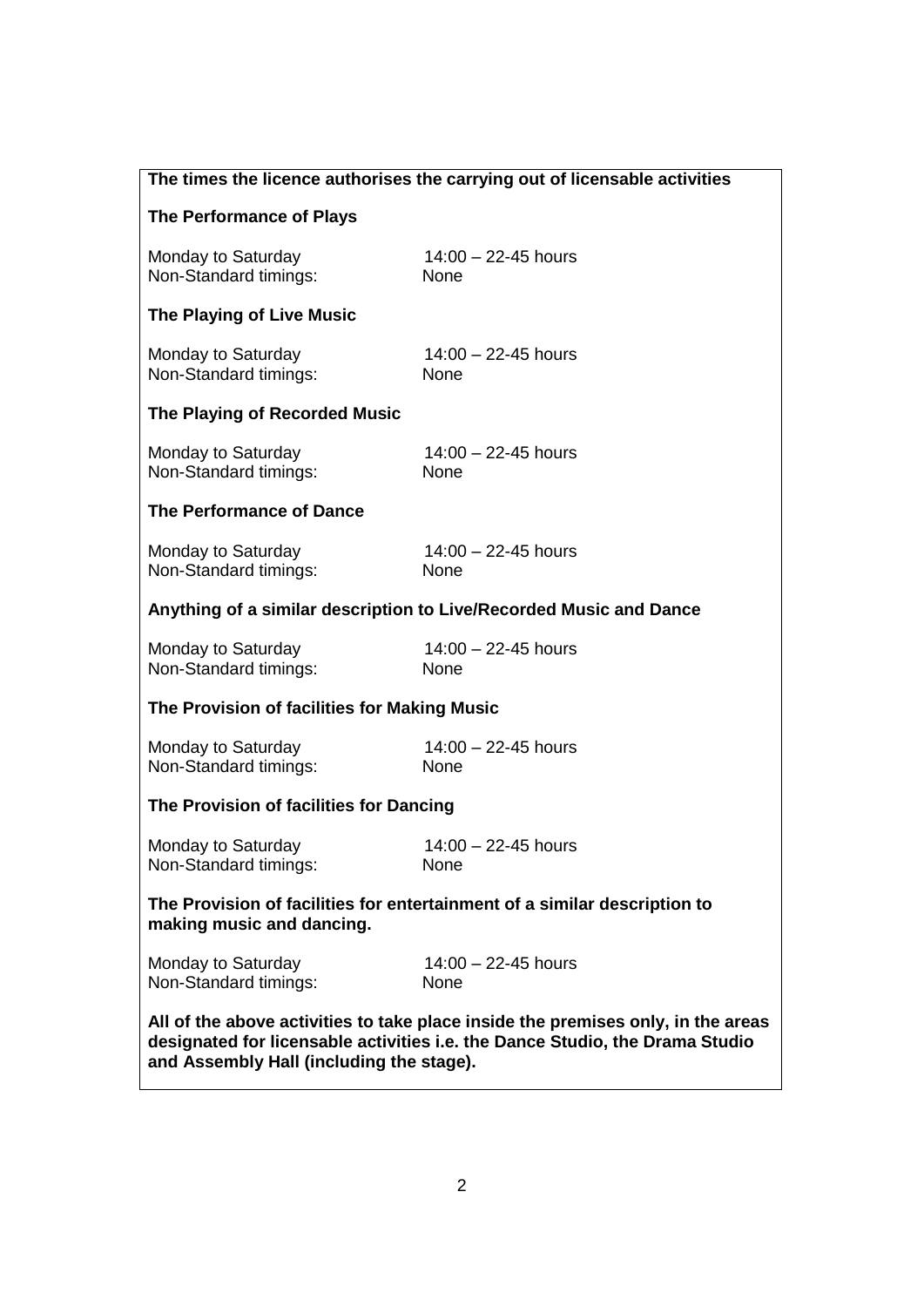**The times the licence authorises the carrying out of licensable activities**

**The Performance of Plays**

| | |
|---|---|
| Monday to Saturday | 14:00 – 22-45 hours |
| Non-Standard timings: | None |

**The Playing of Live Music**

| | |
|---|---|
| Monday to Saturday | 14:00 – 22-45 hours |
| Non-Standard timings: | None |

**The Playing of Recorded Music**

| | |
|---|---|
| Monday to Saturday | 14:00 – 22-45 hours |
| Non-Standard timings: | None |

**The Performance of Dance**

| | |
|---|---|
| Monday to Saturday | 14:00 – 22-45 hours |
| Non-Standard timings: | None |

**Anything of a similar description to Live/Recorded Music and Dance**

| | |
|---|---|
| Monday to Saturday | 14:00 – 22-45 hours |
| Non-Standard timings: | None |

**The Provision of facilities for Making Music**

| | |
|---|---|
| Monday to Saturday | 14:00 – 22-45 hours |
| Non-Standard timings: | None |

**The Provision of facilities for Dancing**

| | |
|---|---|
| Monday to Saturday | 14:00 – 22-45 hours |
| Non-Standard timings: | None |

**The Provision of facilities for entertainment of a similar description to making music and dancing.**

| | |
|---|---|
| Monday to Saturday | 14:00 – 22-45 hours |
| Non-Standard timings: | None |

**All of the above activities to take place inside the premises only, in the areas designated for licensable activities i.e. the Dance Studio, the Drama Studio and Assembly Hall (including the stage).**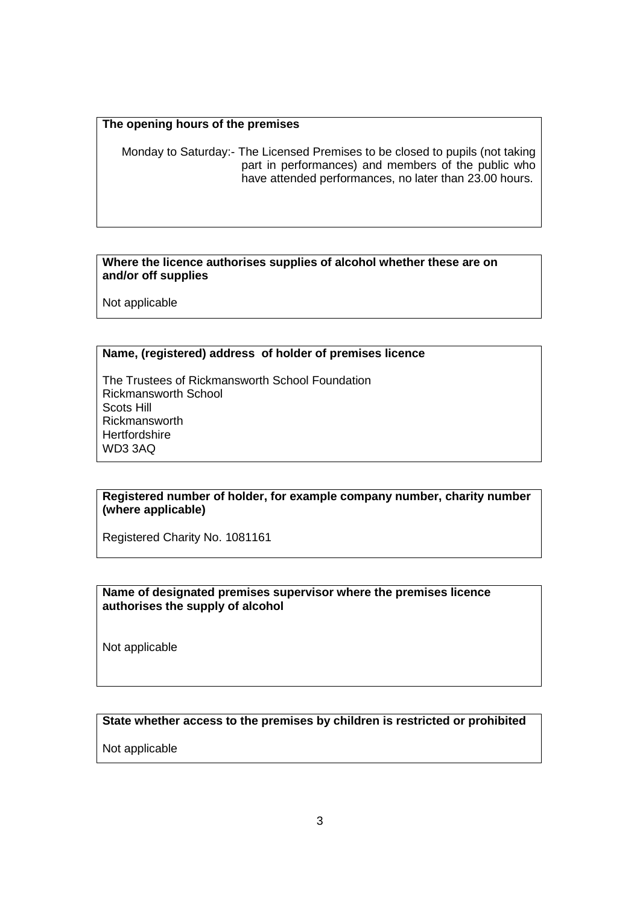**The opening hours of the premises**

Monday to Saturday:- The Licensed Premises to be closed to pupils (not taking part in performances) and members of the public who have attended performances, no later than 23.00 hours.

**Where the licence authorises supplies of alcohol whether these are on and/or off supplies**

Not applicable

**Name, (registered) address of holder of premises licence**

The Trustees of Rickmansworth School Foundation
Rickmansworth School
Scots Hill
Rickmansworth
Hertfordshire
WD3 3AQ

**Registered number of holder, for example company number, charity number (where applicable)**

Registered Charity No. 1081161

**Name of designated premises supervisor where the premises licence authorises the supply of alcohol**

Not applicable

**State whether access to the premises by children is restricted or prohibited**

Not applicable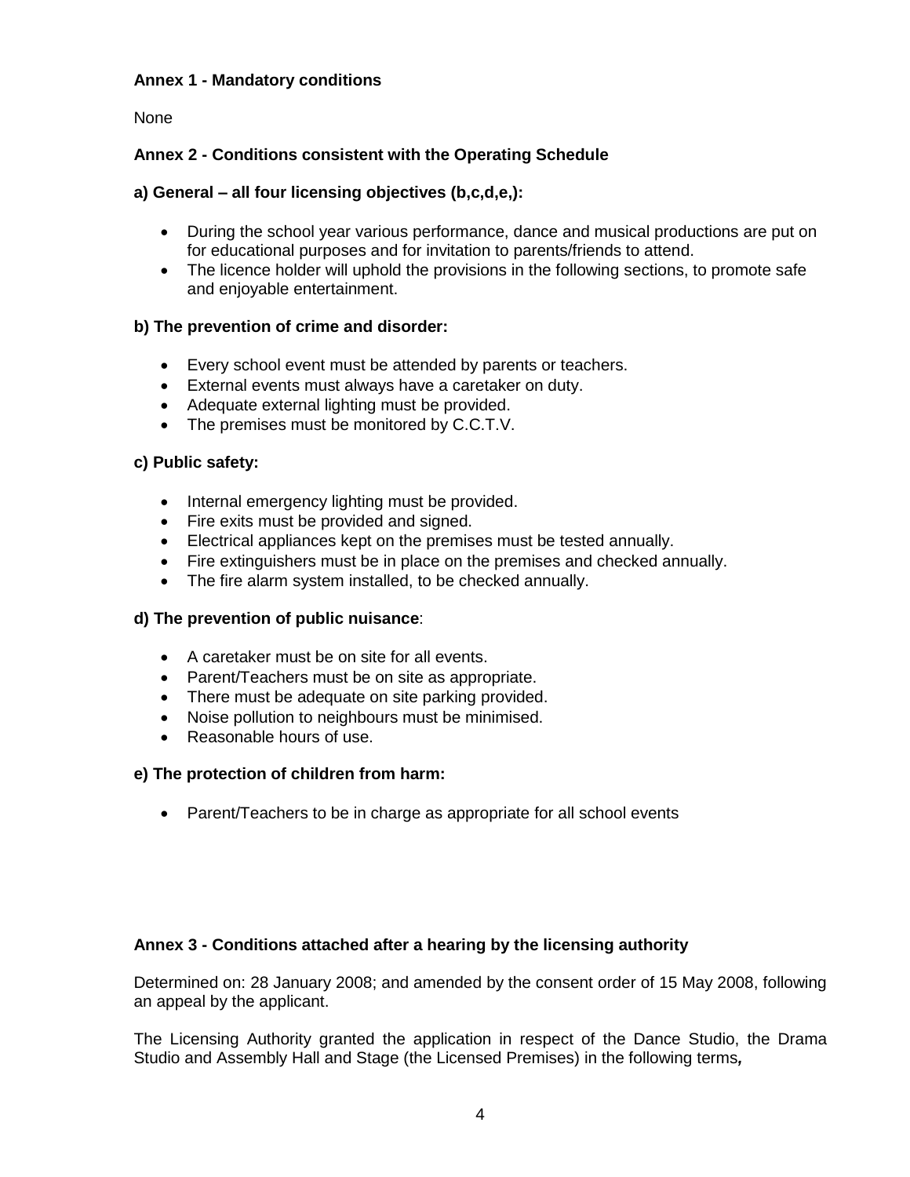**Annex 1 - Mandatory conditions**

None

**Annex 2 - Conditions consistent with the Operating Schedule**

**a) General – all four licensing objectives (b,c,d,e,):**

- During the school year various performance, dance and musical productions are put on for educational purposes and for invitation to parents/friends to attend.
- The licence holder will uphold the provisions in the following sections, to promote safe and enjoyable entertainment.

**b) The prevention of crime and disorder:**

- Every school event must be attended by parents or teachers.
- External events must always have a caretaker on duty.
- Adequate external lighting must be provided.
- The premises must be monitored by C.C.T.V.

**c) Public safety:**

- Internal emergency lighting must be provided.
- Fire exits must be provided and signed.
- Electrical appliances kept on the premises must be tested annually.
- Fire extinguishers must be in place on the premises and checked annually.
- The fire alarm system installed, to be checked annually.

**d) The prevention of public nuisance**:

- A caretaker must be on site for all events.
- Parent/Teachers must be on site as appropriate.
- There must be adequate on site parking provided.
- Noise pollution to neighbours must be minimised.
- Reasonable hours of use.

**e) The protection of children from harm:**

- Parent/Teachers to be in charge as appropriate for all school events

**Annex 3 - Conditions attached after a hearing by the licensing authority**

Determined on: 28 January 2008; and amended by the consent order of 15 May 2008, following an appeal by the applicant.

The Licensing Authority granted the application in respect of the Dance Studio, the Drama Studio and Assembly Hall and Stage (the Licensed Premises) in the following terms***,***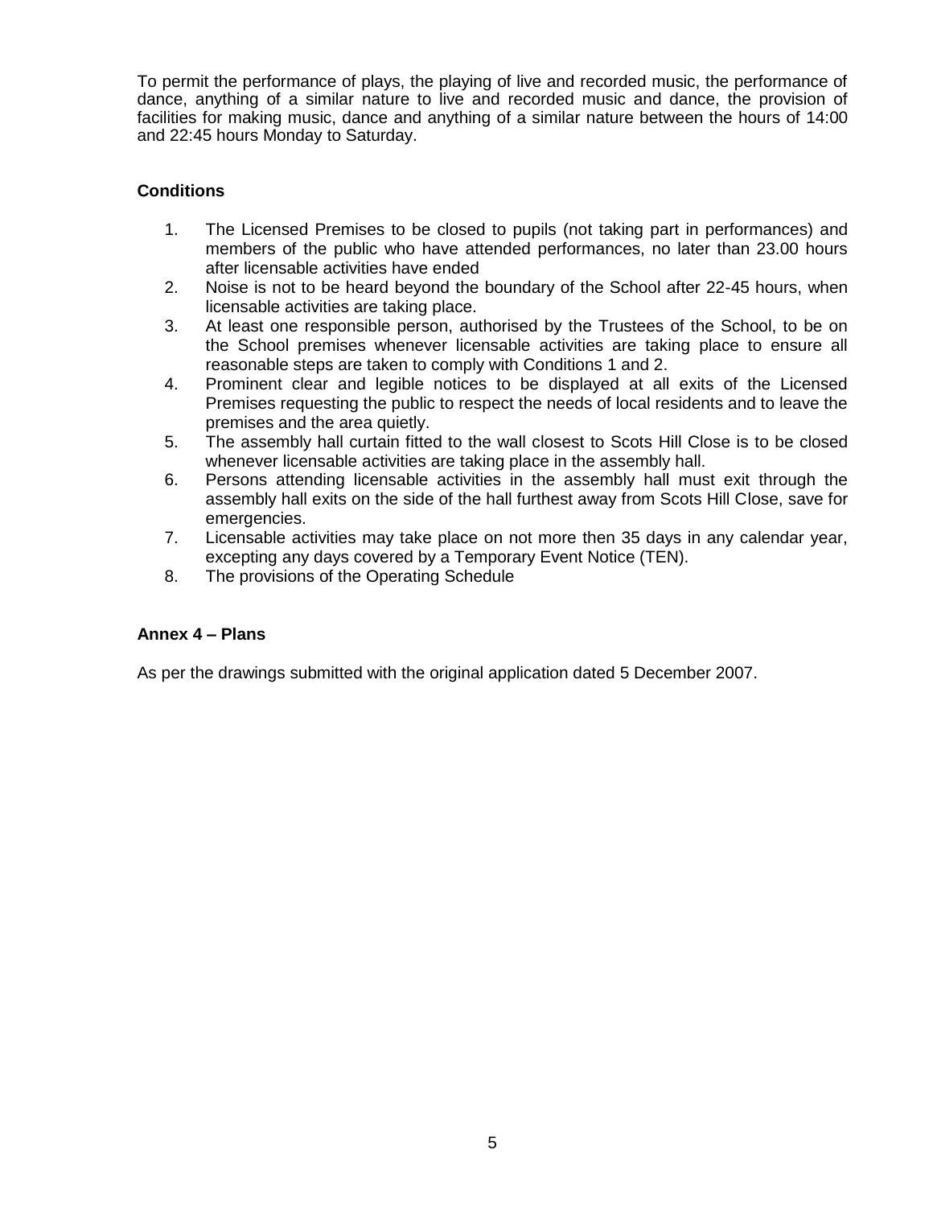To permit the performance of plays, the playing of live and recorded music, the performance of dance, anything of a similar nature to live and recorded music and dance, the provision of facilities for making music, dance and anything of a similar nature between the hours of 14:00 and 22:45 hours Monday to Saturday.

**Conditions**

1. The Licensed Premises to be closed to pupils (not taking part in performances) and members of the public who have attended performances, no later than 23.00 hours after licensable activities have ended
2. Noise is not to be heard beyond the boundary of the School after 22-45 hours, when licensable activities are taking place.
3. At least one responsible person, authorised by the Trustees of the School, to be on the School premises whenever licensable activities are taking place to ensure all reasonable steps are taken to comply with Conditions 1 and 2.
4. Prominent clear and legible notices to be displayed at all exits of the Licensed Premises requesting the public to respect the needs of local residents and to leave the premises and the area quietly.
5. The assembly hall curtain fitted to the wall closest to Scots Hill Close is to be closed whenever licensable activities are taking place in the assembly hall.
6. Persons attending licensable activities in the assembly hall must exit through the assembly hall exits on the side of the hall furthest away from Scots Hill Close, save for emergencies.
7. Licensable activities may take place on not more then 35 days in any calendar year, excepting any days covered by a Temporary Event Notice (TEN).
8. The provisions of the Operating Schedule

**Annex 4 – Plans**

As per the drawings submitted with the original application dated 5 December 2007.